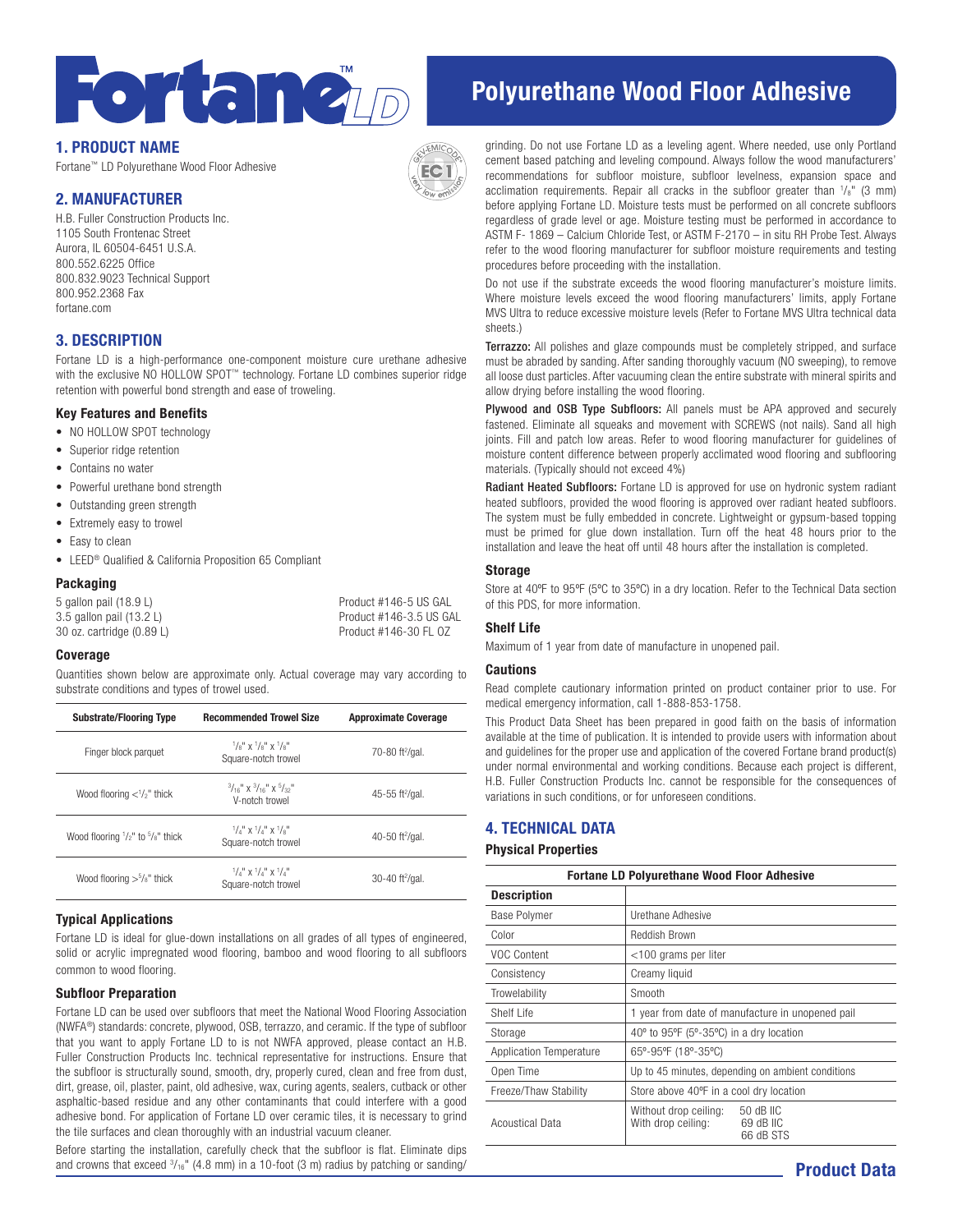# Fortane™ LD

# Polyurethane Wood Floor Adhesive

## 1. PRODUCT NAME

Fortane™ LD Polyurethane Wood Floor Adhesive

## 2. MANUFACTURER

H.B. Fuller Construction Products Inc.
1105 South Frontenac Street
Aurora, IL 60504-6451 U.S.A.
800.552.6225 Office
800.832.9023 Technical Support
800.952.2368 Fax
fortane.com

## 3. DESCRIPTION

Fortane LD is a high-performance one-component moisture cure urethane adhesive with the exclusive NO HOLLOW SPOT™ technology. Fortane LD combines superior ridge retention with powerful bond strength and ease of troweling.

### Key Features and Benefits

- NO HOLLOW SPOT technology
- Superior ridge retention
- Contains no water
- Powerful urethane bond strength
- Outstanding green strength
- Extremely easy to trowel
- Easy to clean
- LEED® Qualified & California Proposition 65 Compliant

### Packaging

| | |
|---|---|
| 5 gallon pail (18.9 L) | Product #146-5 US GAL |
| 3.5 gallon pail (13.2 L) | Product #146-3.5 US GAL |
| 30 oz. cartridge (0.89 L) | Product #146-30 FL OZ |

### Coverage

Quantities shown below are approximate only. Actual coverage may vary according to substrate conditions and types of trowel used.

| Substrate/Flooring Type | Recommended Trowel Size | Approximate Coverage |
|---|---|---|
| Finger block parquet | 1/8" x 1/8" x 1/8" Square-notch trowel | 70-80 ft²/gal. |
| Wood flooring <1/2" thick | 3/16" x 3/16" x 5/32" V-notch trowel | 45-55 ft²/gal. |
| Wood flooring 1/2" to 5/8" thick | 1/4" x 1/4" x 1/8" Square-notch trowel | 40-50 ft²/gal. |
| Wood flooring >5/8" thick | 1/4" x 1/4" x 1/4" Square-notch trowel | 30-40 ft²/gal. |

### Typical Applications

Fortane LD is ideal for glue-down installations on all grades of all types of engineered, solid or acrylic impregnated wood flooring, bamboo and wood flooring to all subfloors common to wood flooring.

### Subfloor Preparation

Fortane LD can be used over subfloors that meet the National Wood Flooring Association (NWFA®) standards: concrete, plywood, OSB, terrazzo, and ceramic. If the type of subfloor that you want to apply Fortane LD to is not NWFA approved, please contact an H.B. Fuller Construction Products Inc. technical representative for instructions. Ensure that the subfloor is structurally sound, smooth, dry, properly cured, clean and free from dust, dirt, grease, oil, plaster, paint, old adhesive, wax, curing agents, sealers, cutback or other asphaltic-based residue and any other contaminants that could interfere with a good adhesive bond. For application of Fortane LD over ceramic tiles, it is necessary to grind the tile surfaces and clean thoroughly with an industrial vacuum cleaner.

Before starting the installation, carefully check that the subfloor is flat. Eliminate dips and crowns that exceed 3/16" (4.8 mm) in a 10-foot (3 m) radius by patching or sanding/grinding. Do not use Fortane LD as a leveling agent. Where needed, use only Portland cement based patching and leveling compound. Always follow the wood manufacturers' recommendations for subfloor moisture, subfloor levelness, expansion space and acclimation requirements. Repair all cracks in the subfloor greater than 1/8" (3 mm) before applying Fortane LD. Moisture tests must be performed on all concrete subfloors regardless of grade level or age. Moisture testing must be performed in accordance to ASTM F- 1869 – Calcium Chloride Test, or ASTM F-2170 – in situ RH Probe Test. Always refer to the wood flooring manufacturer for subfloor moisture requirements and testing procedures before proceeding with the installation.

Do not use if the substrate exceeds the wood flooring manufacturer's moisture limits. Where moisture levels exceed the wood flooring manufacturers' limits, apply Fortane MVS Ultra to reduce excessive moisture levels (Refer to Fortane MVS Ultra technical data sheets.)

**Terrazzo:** All polishes and glaze compounds must be completely stripped, and surface must be abraded by sanding. After sanding thoroughly vacuum (NO sweeping), to remove all loose dust particles. After vacuuming clean the entire substrate with mineral spirits and allow drying before installing the wood flooring.

**Plywood and OSB Type Subfloors:** All panels must be APA approved and securely fastened. Eliminate all squeaks and movement with SCREWS (not nails). Sand all high joints. Fill and patch low areas. Refer to wood flooring manufacturer for guidelines of moisture content difference between properly acclimated wood flooring and subflooring materials. (Typically should not exceed 4%)

**Radiant Heated Subfloors:** Fortane LD is approved for use on hydronic system radiant heated subfloors, provided the wood flooring is approved over radiant heated subfloors. The system must be fully embedded in concrete. Lightweight or gypsum-based topping must be primed for glue down installation. Turn off the heat 48 hours prior to the installation and leave the heat off until 48 hours after the installation is completed.

### Storage

Store at 40ºF to 95ºF (5ºC to 35ºC) in a dry location. Refer to the Technical Data section of this PDS, for more information.

### Shelf Life

Maximum of 1 year from date of manufacture in unopened pail.

### Cautions

Read complete cautionary information printed on product container prior to use. For medical emergency information, call 1-888-853-1758.

This Product Data Sheet has been prepared in good faith on the basis of information available at the time of publication. It is intended to provide users with information about and guidelines for the proper use and application of the covered Fortane brand product(s) under normal environmental and working conditions. Because each project is different, H.B. Fuller Construction Products Inc. cannot be responsible for the consequences of variations in such conditions, or for unforeseen conditions.

## 4. TECHNICAL DATA

### Physical Properties

| Fortane LD Polyurethane Wood Floor Adhesive | |
|---|---|
| **Description** | |
| Base Polymer | Urethane Adhesive |
| Color | Reddish Brown |
| VOC Content | <100 grams per liter |
| Consistency | Creamy liquid |
| Trowelability | Smooth |
| Shelf Life | 1 year from date of manufacture in unopened pail |
| Storage | 40º to 95ºF (5º-35ºC) in a dry location |
| Application Temperature | 65º-95ºF (18º-35ºC) |
| Open Time | Up to 45 minutes, depending on ambient conditions |
| Freeze/Thaw Stability | Store above 40ºF in a cool dry location |
| Acoustical Data | Without drop ceiling: 50 dB IIC; With drop ceiling: 69 dB IIC, 66 dB STS |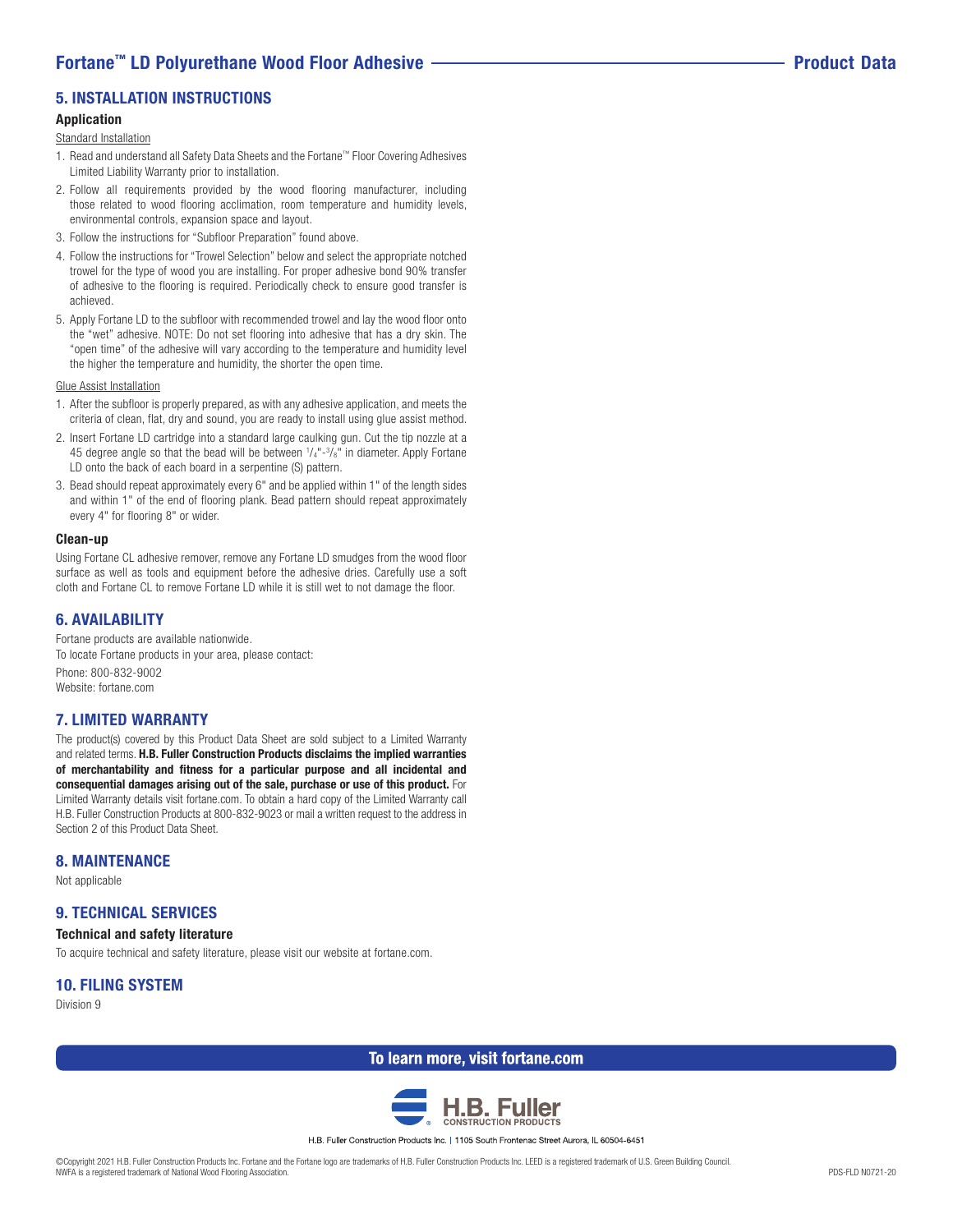## 5. INSTALLATION INSTRUCTIONS

### Application

Standard Installation

1. Read and understand all Safety Data Sheets and the Fortane™ Floor Covering Adhesives Limited Liability Warranty prior to installation.
2. Follow all requirements provided by the wood flooring manufacturer, including those related to wood flooring acclimation, room temperature and humidity levels, environmental controls, expansion space and layout.
3. Follow the instructions for "Subfloor Preparation" found above.
4. Follow the instructions for "Trowel Selection" below and select the appropriate notched trowel for the type of wood you are installing. For proper adhesive bond 90% transfer of adhesive to the flooring is required. Periodically check to ensure good transfer is achieved.
5. Apply Fortane LD to the subfloor with recommended trowel and lay the wood floor onto the "wet" adhesive. NOTE: Do not set flooring into adhesive that has a dry skin. The "open time" of the adhesive will vary according to the temperature and humidity level the higher the temperature and humidity, the shorter the open time.

Glue Assist Installation

1. After the subfloor is properly prepared, as with any adhesive application, and meets the criteria of clean, flat, dry and sound, you are ready to install using glue assist method.
2. Insert Fortane LD cartridge into a standard large caulking gun. Cut the tip nozzle at a 45 degree angle so that the bead will be between 1/4"-3/8" in diameter. Apply Fortane LD onto the back of each board in a serpentine (S) pattern.
3. Bead should repeat approximately every 6" and be applied within 1" of the length sides and within 1" of the end of flooring plank. Bead pattern should repeat approximately every 4" for flooring 8" or wider.

### Clean-up

Using Fortane CL adhesive remover, remove any Fortane LD smudges from the wood floor surface as well as tools and equipment before the adhesive dries. Carefully use a soft cloth and Fortane CL to remove Fortane LD while it is still wet to not damage the floor.

## 6. AVAILABILITY

Fortane products are available nationwide.
To locate Fortane products in your area, please contact:

Phone: 800-832-9002
Website: fortane.com

## 7. LIMITED WARRANTY

The product(s) covered by this Product Data Sheet are sold subject to a Limited Warranty and related terms. **H.B. Fuller Construction Products disclaims the implied warranties of merchantability and fitness for a particular purpose and all incidental and consequential damages arising out of the sale, purchase or use of this product.** For Limited Warranty details visit fortane.com. To obtain a hard copy of the Limited Warranty call H.B. Fuller Construction Products at 800-832-9023 or mail a written request to the address in Section 2 of this Product Data Sheet.

## 8. MAINTENANCE

Not applicable

## 9. TECHNICAL SERVICES

### Technical and safety literature

To acquire technical and safety literature, please visit our website at fortane.com.

## 10. FILING SYSTEM

Division 9

**To learn more, visit fortane.com**

H.B. Fuller Construction Products Inc. | 1105 South Frontenac Street Aurora, IL 60504-6451

©Copyright 2021 H.B. Fuller Construction Products Inc. Fortane and the Fortane logo are trademarks of H.B. Fuller Construction Products Inc. LEED is a registered trademark of U.S. Green Building Council. NWFA is a registered trademark of National Wood Flooring Association.

PDS-FLD N0721-20